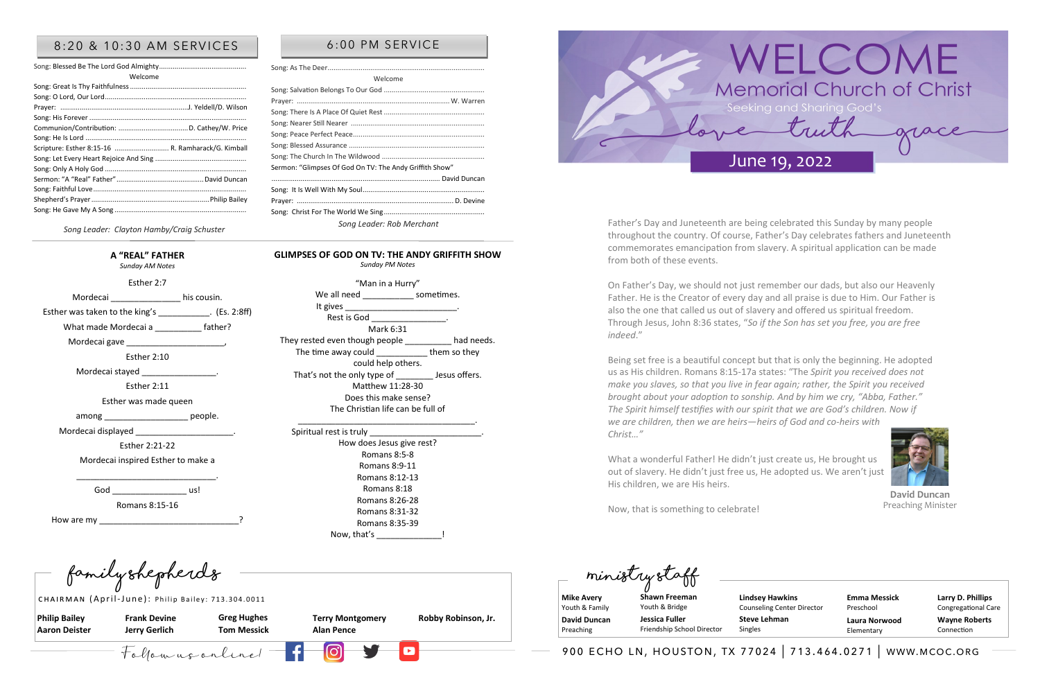## 8:20 & 10:30 AM SERVICES

Song: Blessed Be The Lord God Almighty

Welcome

Song: Great Is Thy Faithfulness

Song: O Lord, Our Lord

Prayer: J. Yeldell/D. Wilson

Song: His Forever

Communion/Contribution: D. Cathey/W. Price

Song: He Is Lord

Scripture: Esther 8:15-16 R. Ramharack/G. Kimball

Song: Let Every Heart Rejoice And Sing

Song: Only A Holy God

Sermon: "A "Real" Father" David Duncan

Song: Faithful Love

Shepherd's Prayer Philip Bailey

Song: He Gave My A Song

*Song Leader: Clayton Hamby/Craig Schuster*

## 6:00 PM SERVICE

Song: As The Deer

Welcome

Song: Salvation Belongs To Our God

Prayer: W. Warren

Song: There Is A Place Of Quiet Rest

Song: Nearer Still Nearer

Song: Peace Perfect Peace

Song: Blessed Assurance

Song: The Church In The Wildwood

Sermon: "Glimpses Of God On TV: The Andy Griffith Show" David Duncan

Song: It Is Well With My Soul

Prayer: D. Devine

Song: Christ For The World We Sing

*Song Leader: Rob Merchant*

### A "REAL" FATHER

*Sunday AM Notes*

Esther 2:7

Mordecai _______________ his cousin.

Esther was taken to the king's ___________. (Es. 2:8ff)

What made Mordecai a __________ father?

Mordecai gave ______________________,

Esther 2:10

Mordecai stayed ________________.

Esther 2:11

Esther was made queen

among __________________ people.

Mordecai displayed ____________________.

Esther 2:21-22

Mordecai inspired Esther to make a

_____________________________.

God _______________ us!

Romans 8:15-16

How are my ____________________________?

### GLIMPSES OF GOD ON TV: THE ANDY GRIFFITH SHOW

*Sunday PM Notes*

"Man in a Hurry"

We all need ___________ sometimes.

It gives ________________________.

Rest is God ________________.

Mark 6:31

They rested even though people __________ had needs.

The time away could ___________ them so they could help others.

That's not the only type of ________ Jesus offers.

Matthew 11:28-30

Does this make sense?

The Christian life can be full of

_____________________________________.

Spiritual rest is truly _______________________.

How does Jesus give rest?

Romans 8:5-8

Romans 8:9-11

Romans 8:12-13

Romans 8:18

Romans 8:26-28

Romans 8:31-32

Romans 8:35-39

Now, that's _____________!

# WELCOME

## Memorial Church of Christ

Seeking and Sharing God's love truth grace

**June 19, 2022**

Father's Day and Juneteenth are being celebrated this Sunday by many people throughout the country. Of course, Father's Day celebrates fathers and Juneteenth commemorates emancipation from slavery. A spiritual application can be made from both of these events.

On Father's Day, we should not just remember our dads, but also our Heavenly Father. He is the Creator of every day and all praise is due to Him. Our Father is also the one that called us out of slavery and offered us spiritual freedom. Through Jesus, John 8:36 states, "*So if the Son has set you free, you are free indeed.*"

Being set free is a beautiful concept but that is only the beginning. He adopted us as His children. Romans 8:15-17a states: "The *Spirit you received does not make you slaves, so that you live in fear again; rather, the Spirit you received brought about your adoption to sonship. And by him we cry, "Abba, Father." The Spirit himself testifies with our spirit that we are God's children. Now if we are children, then we are heirs—heirs of God and co-heirs with Christ…"*

What a wonderful Father! He didn't just create us, He brought us out of slavery. He didn't just free us, He adopted us. We aren't just His children, we are His heirs.

Now, that is something to celebrate!

**David Duncan**
Preaching Minister

### family shepherds

CHAIRMAN (April-June): Philip Bailey: 713.304.0011

| | | | | |
|---|---|---|---|---|
| **Philip Bailey** | **Frank Devine** | **Greg Hughes** | **Terry Montgomery** | **Robby Robinson, Jr.** |
| **Aaron Deister** | **Jerry Gerlich** | **Tom Messick** | **Alan Pence** | |

Follow us online!

### ministry staff

| | | | | |
|---|---|---|---|---|
| **Mike Avery** Youth & Family | **Shawn Freeman** Youth & Bridge | **Lindsey Hawkins** Counseling Center Director | **Emma Messick** Preschool | **Larry D. Phillips** Congregational Care |
| **David Duncan** Preaching | **Jessica Fuller** Friendship School Director | **Steve Lehman** Singles | **Laura Norwood** Elementary | **Wayne Roberts** Connection |

900 ECHO LN, HOUSTON, TX 77024 | 713.464.0271 | WWW.MCOC.ORG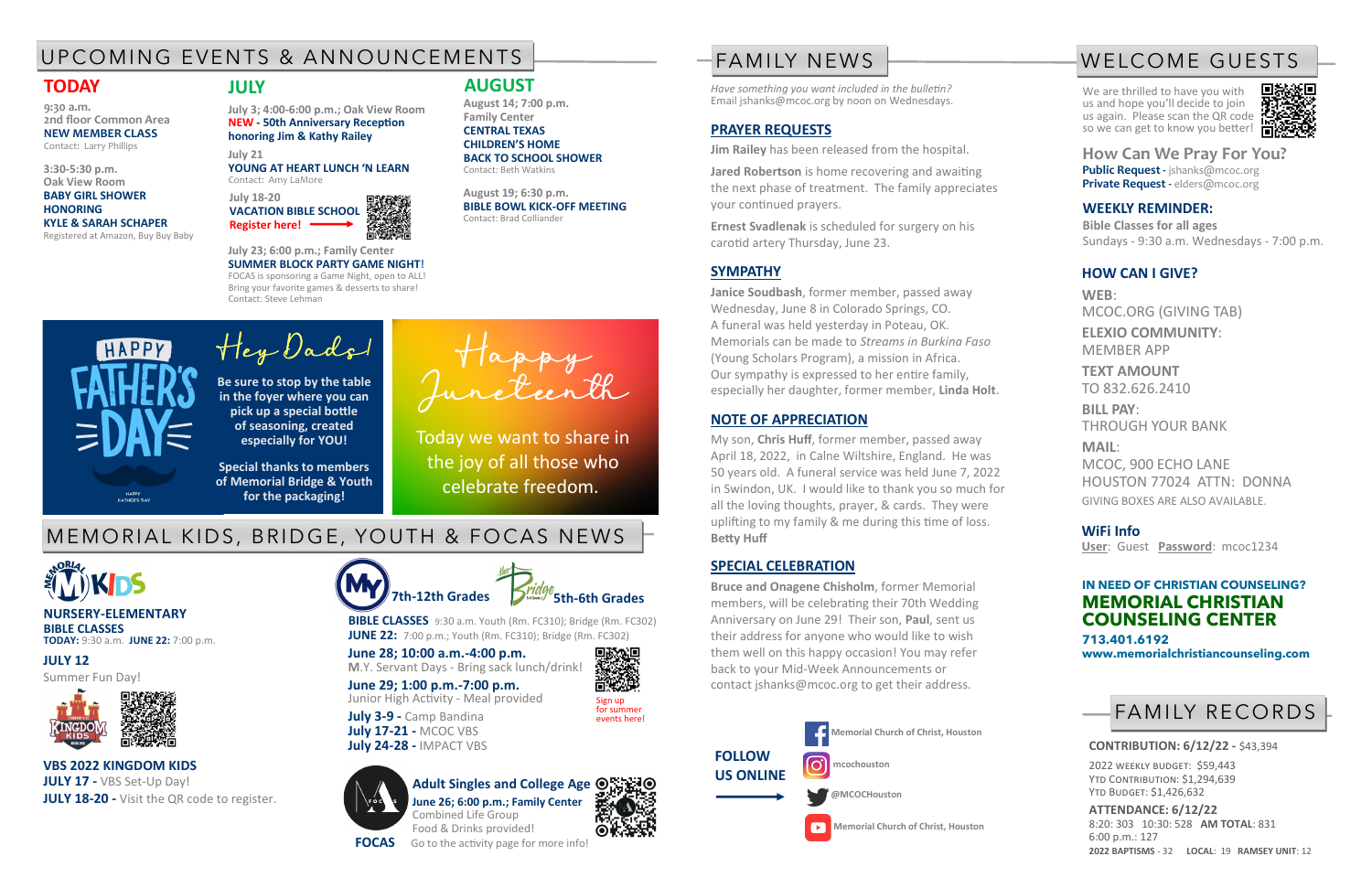# UPCOMING EVENTS & ANNOUNCEMENTS

## TODAY

9:30 a.m.
2nd floor Common Area
**NEW MEMBER CLASS**
Contact: Larry Phillips

3:30-5:30 p.m.
Oak View Room
**BABY GIRL SHOWER HONORING KYLE & SARAH SCHAPER**
Registered at Amazon, Buy Buy Baby

## JULY

**July 3; 4:00-6:00 p.m.; Oak View Room**
**NEW - 50th Anniversary Reception honoring Jim & Kathy Railey**

**July 21**
**YOUNG AT HEART LUNCH 'N LEARN**
Contact: Amy LaMore

**July 18-20**
**VACATION BIBLE SCHOOL**
**Register here!**

**July 23; 6:00 p.m.; Family Center**
**SUMMER BLOCK PARTY GAME NIGHT!**
FOCAS is sponsoring a Game Night, open to ALL! Bring your favorite games & desserts to share!
Contact: Steve Lehman

## AUGUST

**August 14; 7:00 p.m.**
**Family Center**
**CENTRAL TEXAS CHILDREN'S HOME BACK TO SCHOOL SHOWER**
Contact: Beth Watkins

**August 19; 6:30 p.m.**
**BIBLE BOWL KICK-OFF MEETING**
Contact: Brad Colliander

HAPPY FATHER'S DAY

Hey Dads!

**Be sure to stop by the table in the foyer where you can pick up a special bottle of seasoning, created especially for YOU!**

**Special thanks to members of Memorial Bridge & Youth for the packaging!**

Happy Juneteenth

Today we want to share in the joy of all those who celebrate freedom.

# MEMORIAL KIDS, BRIDGE, YOUTH & FOCAS NEWS

**MEMORIAL KIDS**

**NURSERY-ELEMENTARY BIBLE CLASSES**
**TODAY:** 9:30 a.m. **JUNE 22:** 7:00 p.m.

**JULY 12**
Summer Fun Day!

**VBS 2022 KINGDOM KIDS**
**JULY 17 -** VBS Set-Up Day!
**JULY 18-20 -** Visit the QR code to register.

**7th-12th Grades** (MY) / **5th-6th Grades** (Bridge)

**BIBLE CLASSES** 9:30 a.m. Youth (Rm. FC310); Bridge (Rm. FC302)
**JUNE 22:** 7:00 p.m.; Youth (Rm. FC310); Bridge (Rm. FC302)

**June 28; 10:00 a.m.-4:00 p.m.**
M.Y. Servant Days - Bring sack lunch/drink!

**June 29; 1:00 p.m.-7:00 p.m.**
Junior High Activity - Meal provided

**July 3-9 -** Camp Bandina
**July 17-21 -** MCOC VBS
**July 24-28 -** IMPACT VBS

Sign up for summer events here!

**FOCAS**

**Adult Singles and College Age**
**June 26; 6:00 p.m.; Family Center**
Combined Life Group
Food & Drinks provided!
Go to the activity page for more info!

# FAMILY NEWS

*Have something you want included in the bulletin?*
Email jshanks@mcoc.org by noon on Wednesdays.

## PRAYER REQUESTS

**Jim Railey** has been released from the hospital.

**Jared Robertson** is home recovering and awaiting the next phase of treatment. The family appreciates your continued prayers.

**Ernest Svadlenak** is scheduled for surgery on his carotid artery Thursday, June 23.

## SYMPATHY

**Janice Soudbash**, former member, passed away Wednesday, June 8 in Colorado Springs, CO. A funeral was held yesterday in Poteau, OK. Memorials can be made to *Streams in Burkina Faso* (Young Scholars Program), a mission in Africa. Our sympathy is expressed to her entire family, especially her daughter, former member, **Linda Holt**.

## NOTE OF APPRECIATION

My son, **Chris Huff**, former member, passed away April 18, 2022, in Calne Wiltshire, England. He was 50 years old. A funeral service was held June 7, 2022 in Swindon, UK. I would like to thank you so much for all the loving thoughts, prayer, & cards. They were uplifting to my family & me during this time of loss.
**Betty Huff**

## SPECIAL CELEBRATION

**Bruce and Onagene Chisholm**, former Memorial members, will be celebrating their 70th Wedding Anniversary on June 29! Their son, **Paul**, sent us their address for anyone who would like to wish them well on this happy occasion! You may refer back to your Mid-Week Announcements or contact jshanks@mcoc.org to get their address.

**FOLLOW US ONLINE**

- Memorial Church of Christ, Houston
- mcochouston
- @MCOCHouston
- Memorial Church of Christ, Houston

# WELCOME GUESTS

We are thrilled to have you with us and hope you'll decide to join us again. Please scan the QR code so we can get to know you better!

## How Can We Pray For You?

**Public Request -** jshanks@mcoc.org
**Private Request -** elders@mcoc.org

## WEEKLY REMINDER:

**Bible Classes for all ages**
Sundays - 9:30 a.m. Wednesdays - 7:00 p.m.

## HOW CAN I GIVE?

**WEB**:
MCOC.ORG (GIVING TAB)

**ELEXIO COMMUNITY**:
MEMBER APP

**TEXT AMOUNT**
TO 832.626.2410

**BILL PAY**:
THROUGH YOUR BANK

**MAIL**:
MCOC, 900 ECHO LANE
HOUSTON 77024 ATTN: DONNA

GIVING BOXES ARE ALSO AVAILABLE.

## WiFi Info

**User**: Guest **Password**: mcoc1234

**IN NEED OF CHRISTIAN COUNSELING?**
**MEMORIAL CHRISTIAN COUNSELING CENTER**
**713.401.6192**
**www.memorialchristiancounseling.com**

# FAMILY RECORDS

**CONTRIBUTION: 6/12/22 -** $43,394

2022 WEEKLY BUDGET: $59,443
YTD CONTRIBUTION: $1,294,639
YTD BUDGET: $1,426,632

**ATTENDANCE: 6/12/22**
8:20: 303 10:30: 528 **AM TOTAL**: 831
6:00 p.m.: 127

**2022 BAPTISMS** - 32 **LOCAL**: 19 **RAMSEY UNIT**: 12